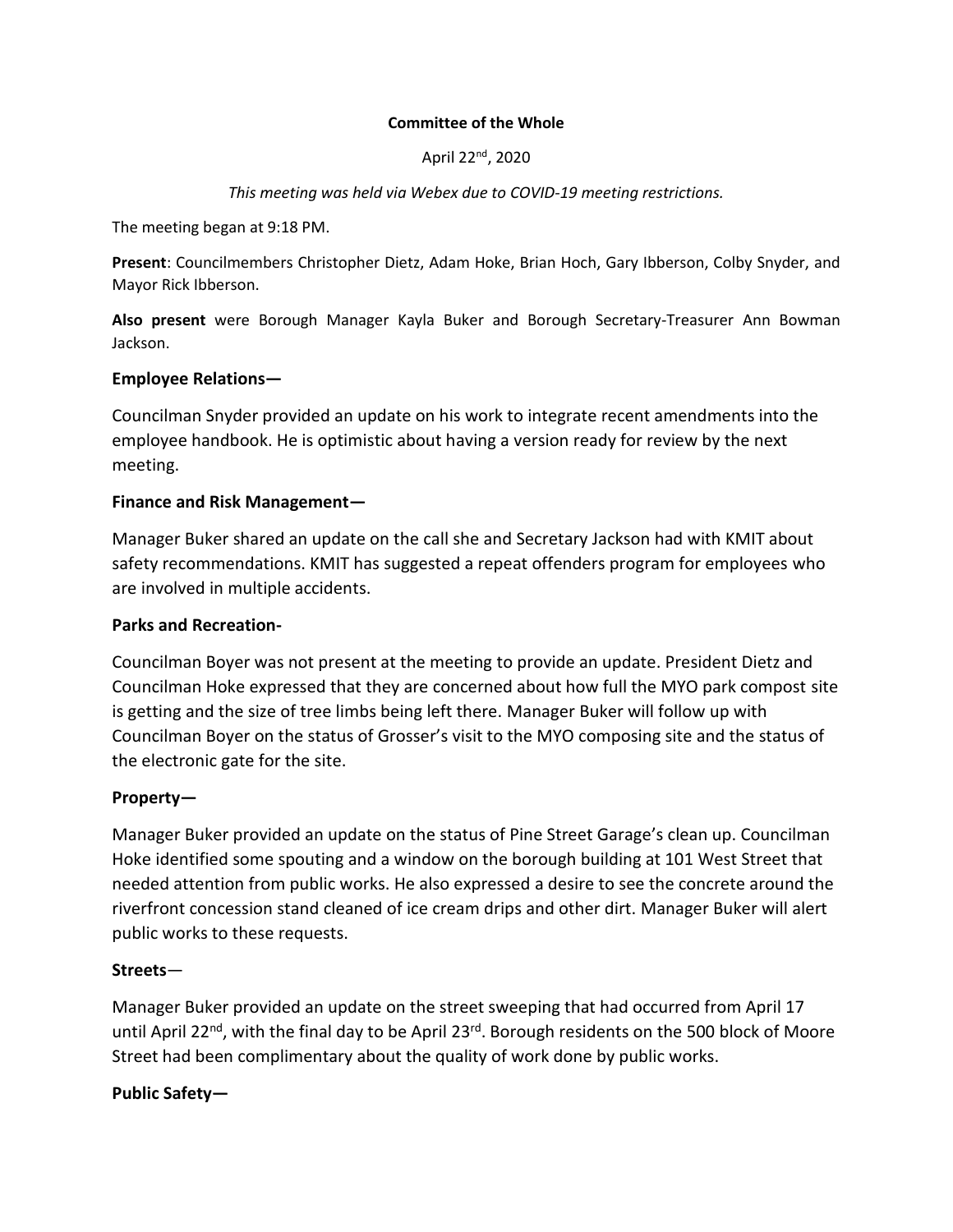**Committee of the Whole**

April 22nd, 2020

*This meeting was held via Webex due to COVID-19 meeting restrictions.*

The meeting began at 9:18 PM.

**Present**: Councilmembers Christopher Dietz, Adam Hoke, Brian Hoch, Gary Ibberson, Colby Snyder, and Mayor Rick Ibberson.

**Also present** were Borough Manager Kayla Buker and Borough Secretary-Treasurer Ann Bowman Jackson.

## Employee Relations—

Councilman Snyder provided an update on his work to integrate recent amendments into the employee handbook. He is optimistic about having a version ready for review by the next meeting.

## Finance and Risk Management—

Manager Buker shared an update on the call she and Secretary Jackson had with KMIT about safety recommendations. KMIT has suggested a repeat offenders program for employees who are involved in multiple accidents.

## Parks and Recreation-

Councilman Boyer was not present at the meeting to provide an update. President Dietz and Councilman Hoke expressed that they are concerned about how full the MYO park compost site is getting and the size of tree limbs being left there. Manager Buker will follow up with Councilman Boyer on the status of Grosser's visit to the MYO composing site and the status of the electronic gate for the site.

## Property—

Manager Buker provided an update on the status of Pine Street Garage's clean up. Councilman Hoke identified some spouting and a window on the borough building at 101 West Street that needed attention from public works. He also expressed a desire to see the concrete around the riverfront concession stand cleaned of ice cream drips and other dirt. Manager Buker will alert public works to these requests.

## Streets—

Manager Buker provided an update on the street sweeping that had occurred from April 17 until April 22nd, with the final day to be April 23rd. Borough residents on the 500 block of Moore Street had been complimentary about the quality of work done by public works.

## Public Safety—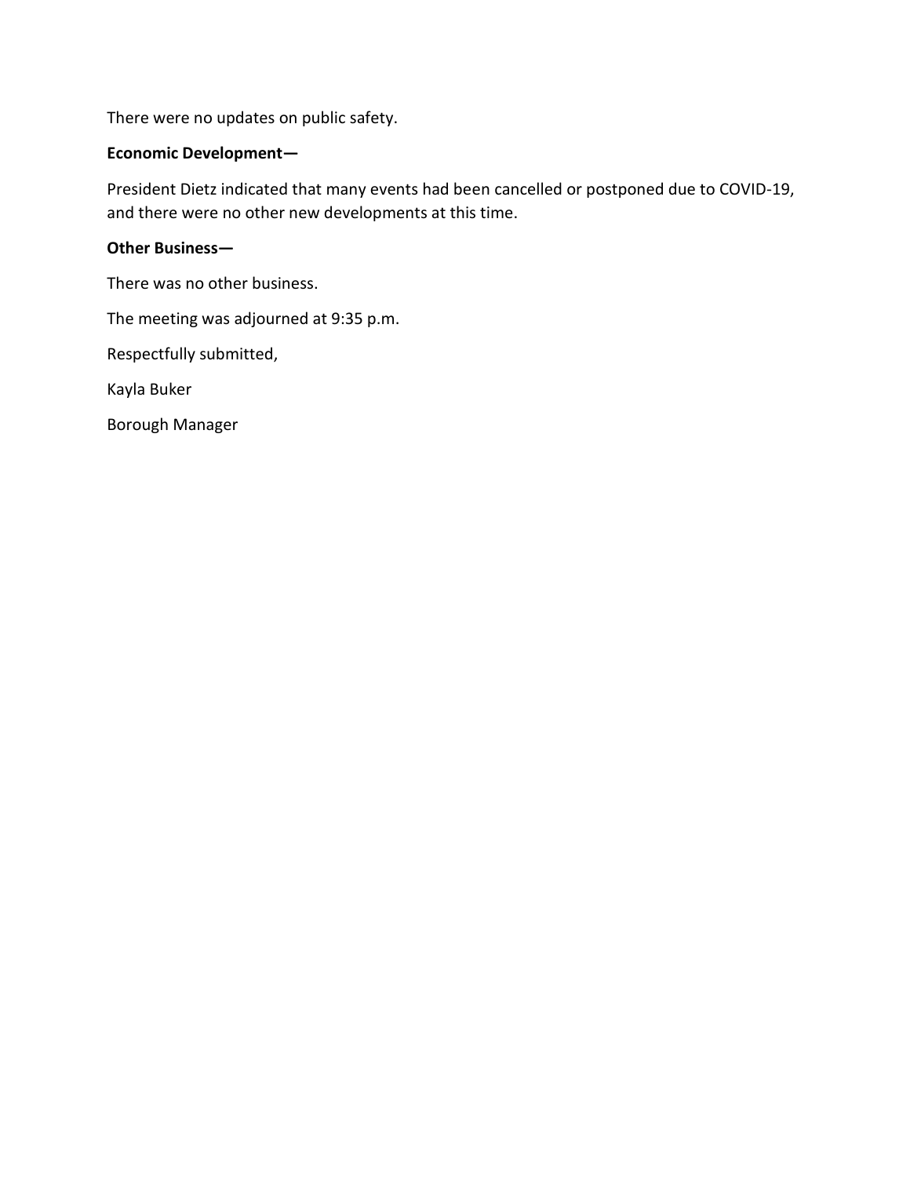There were no updates on public safety.

**Economic Development—**

President Dietz indicated that many events had been cancelled or postponed due to COVID-19, and there were no other new developments at this time.

**Other Business—**

There was no other business.

The meeting was adjourned at 9:35 p.m.

Respectfully submitted,

Kayla Buker

Borough Manager